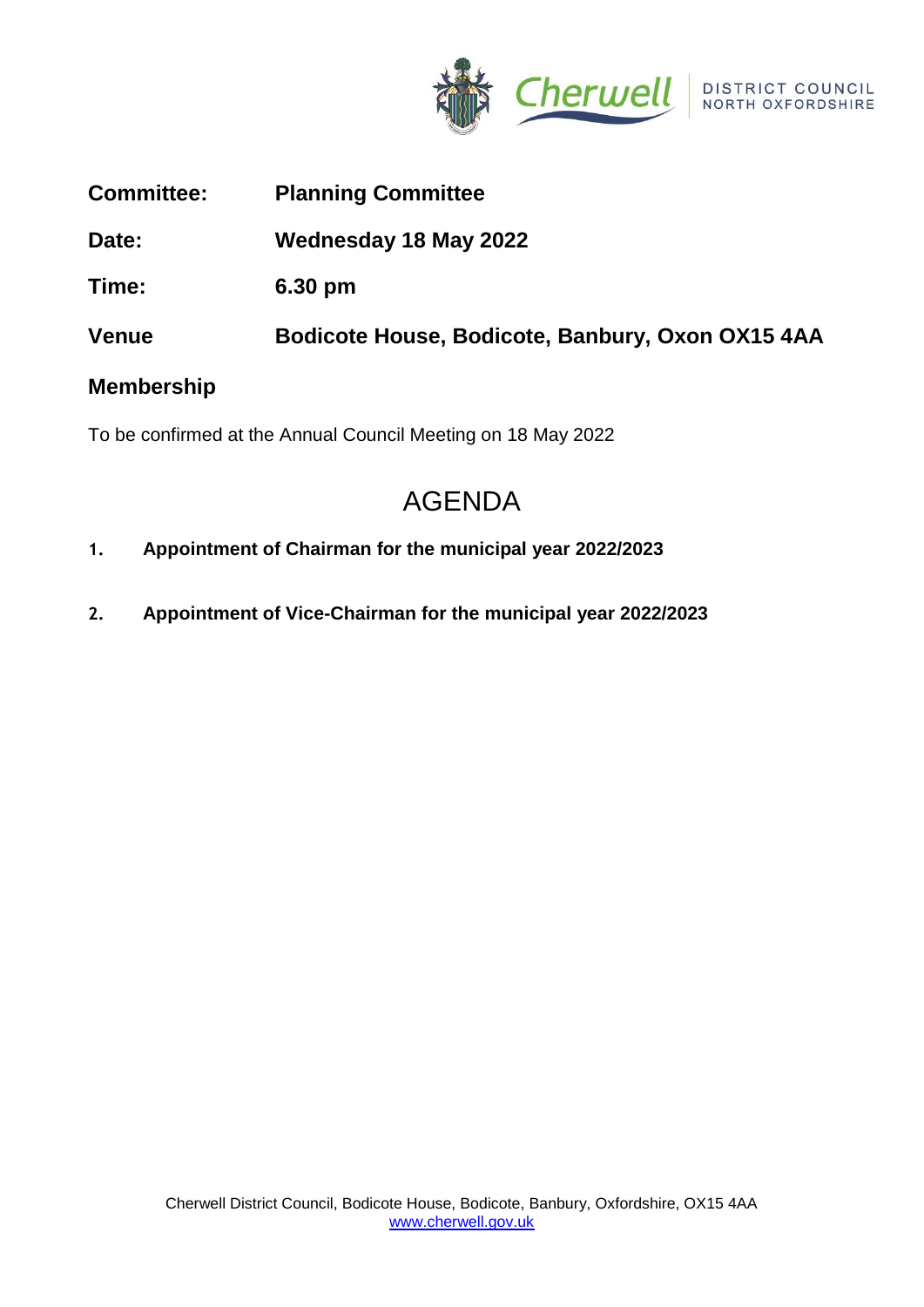Cherwell DISTRICT COUNCIL NORTH OXFORDSHIRE

| | |
|---|---|
| **Committee:** | **Planning Committee** |
| **Date:** | **Wednesday 18 May 2022** |
| **Time:** | **6.30 pm** |
| **Venue** | **Bodicote House, Bodicote, Banbury, Oxon OX15 4AA** |

## Membership

To be confirmed at the Annual Council Meeting on 18 May 2022

# AGENDA

1. **Appointment of Chairman for the municipal year 2022/2023**

2. **Appointment of Vice-Chairman for the municipal year 2022/2023**

Cherwell District Council, Bodicote House, Bodicote, Banbury, Oxfordshire, OX15 4AA
www.cherwell.gov.uk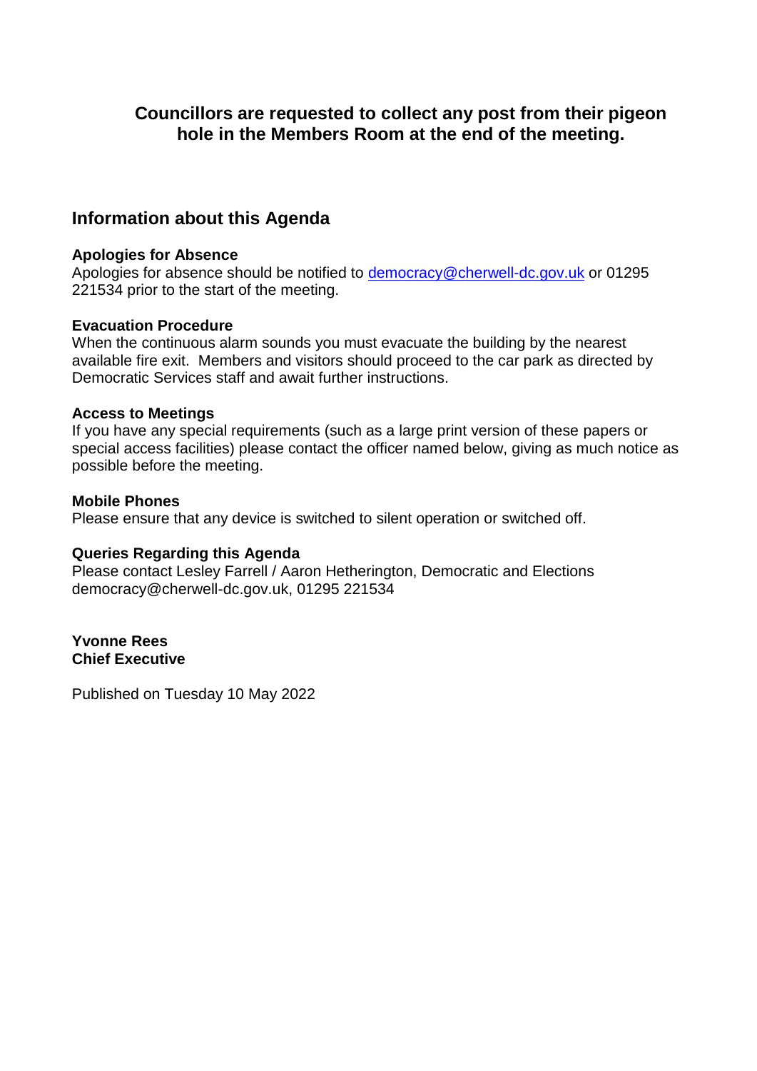**Councillors are requested to collect any post from their pigeon hole in the Members Room at the end of the meeting.**

## Information about this Agenda

**Apologies for Absence**
Apologies for absence should be notified to democracy@cherwell-dc.gov.uk or 01295 221534 prior to the start of the meeting.

**Evacuation Procedure**
When the continuous alarm sounds you must evacuate the building by the nearest available fire exit. Members and visitors should proceed to the car park as directed by Democratic Services staff and await further instructions.

**Access to Meetings**
If you have any special requirements (such as a large print version of these papers or special access facilities) please contact the officer named below, giving as much notice as possible before the meeting.

**Mobile Phones**
Please ensure that any device is switched to silent operation or switched off.

**Queries Regarding this Agenda**
Please contact Lesley Farrell / Aaron Hetherington, Democratic and Elections democracy@cherwell-dc.gov.uk, 01295 221534

**Yvonne Rees**
**Chief Executive**

Published on Tuesday 10 May 2022